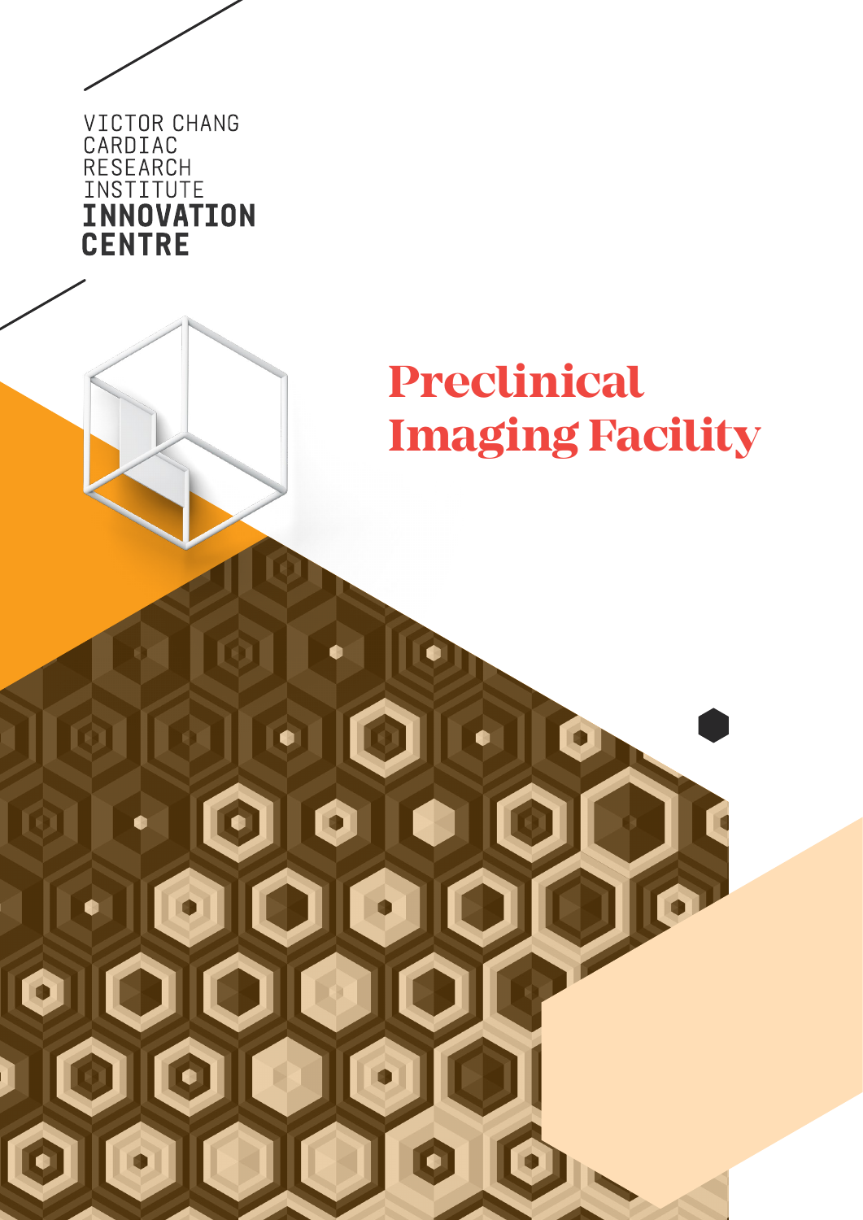VICTOR CHANG
CARDIAC
RESEARCH
INSTITUTE
**INNOVATION**
**CENTRE**

# Preclinical Imaging Facility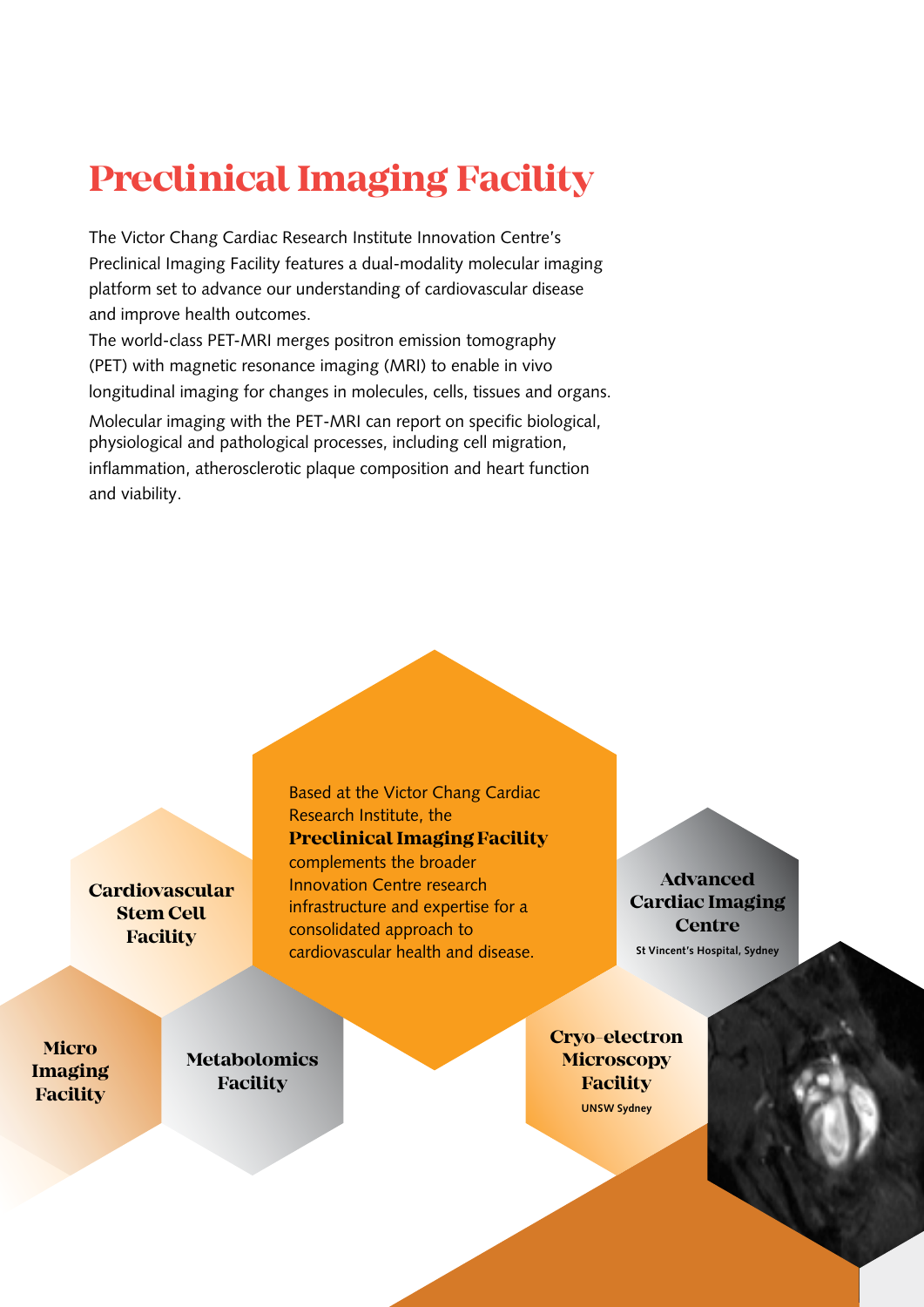# Preclinical Imaging Facility

The Victor Chang Cardiac Research Institute Innovation Centre's Preclinical Imaging Facility features a dual-modality molecular imaging platform set to advance our understanding of cardiovascular disease and improve health outcomes.

The world-class PET-MRI merges positron emission tomography (PET) with magnetic resonance imaging (MRI) to enable in vivo longitudinal imaging for changes in molecules, cells, tissues and organs.

Molecular imaging with the PET-MRI can report on specific biological, physiological and pathological processes, including cell migration, inflammation, atherosclerotic plaque composition and heart function and viability.

Based at the Victor Chang Cardiac Research Institute, the **Preclinical Imaging Facility** complements the broader Innovation Centre research infrastructure and expertise for a consolidated approach to cardiovascular health and disease.

**Cardiovascular Stem Cell Facility**

**Micro Imaging Facility**

**Metabolomics Facility**

**Advanced Cardiac Imaging Centre**
St Vincent's Hospital, Sydney

**Cryo-electron Microscopy Facility**
UNSW Sydney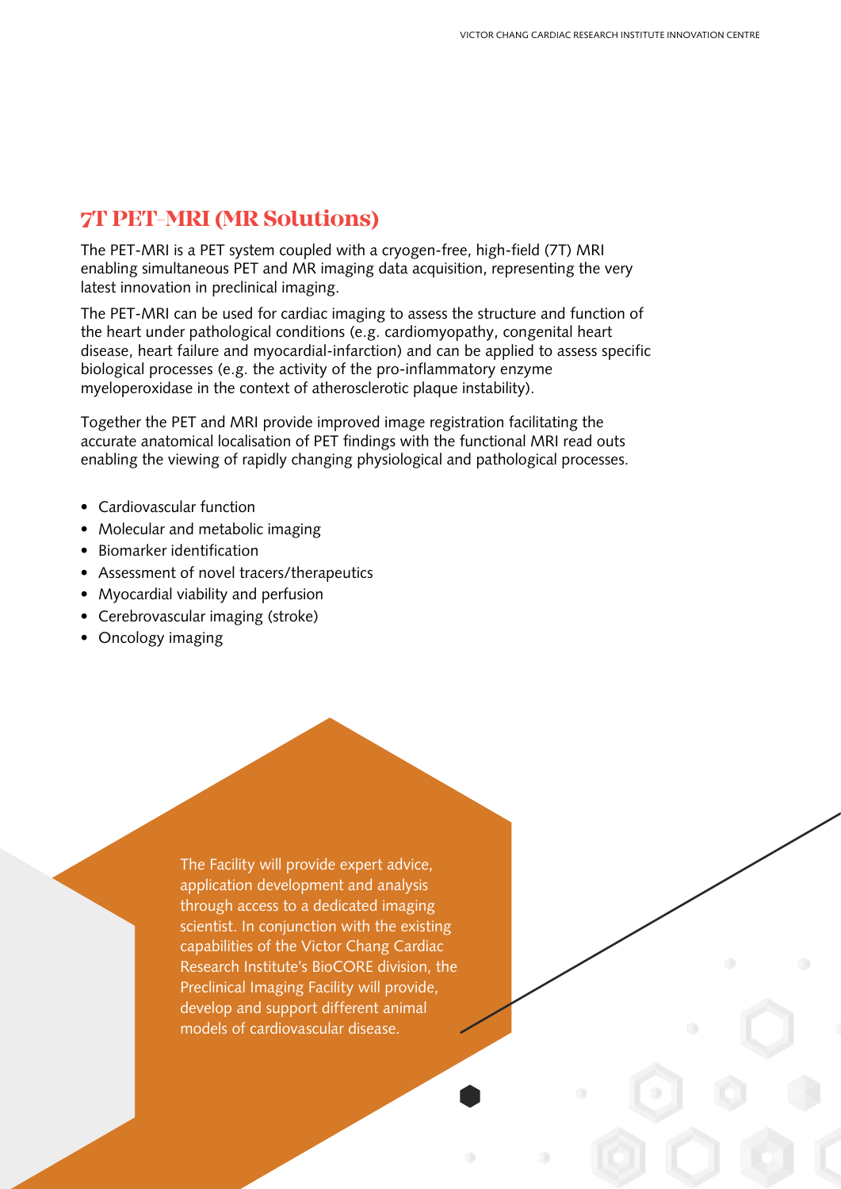## 7T PET-MRI (MR Solutions)

The PET-MRI is a PET system coupled with a cryogen-free, high-field (7T) MRI enabling simultaneous PET and MR imaging data acquisition, representing the very latest innovation in preclinical imaging.

The PET-MRI can be used for cardiac imaging to assess the structure and function of the heart under pathological conditions (e.g. cardiomyopathy, congenital heart disease, heart failure and myocardial-infarction) and can be applied to assess specific biological processes (e.g. the activity of the pro-inflammatory enzyme myeloperoxidase in the context of atherosclerotic plaque instability).

Together the PET and MRI provide improved image registration facilitating the accurate anatomical localisation of PET findings with the functional MRI read outs enabling the viewing of rapidly changing physiological and pathological processes.

- Cardiovascular function
- Molecular and metabolic imaging
- Biomarker identification
- Assessment of novel tracers/therapeutics
- Myocardial viability and perfusion
- Cerebrovascular imaging (stroke)
- Oncology imaging

The Facility will provide expert advice, application development and analysis through access to a dedicated imaging scientist. In conjunction with the existing capabilities of the Victor Chang Cardiac Research Institute's BioCORE division, the Preclinical Imaging Facility will provide, develop and support different animal models of cardiovascular disease.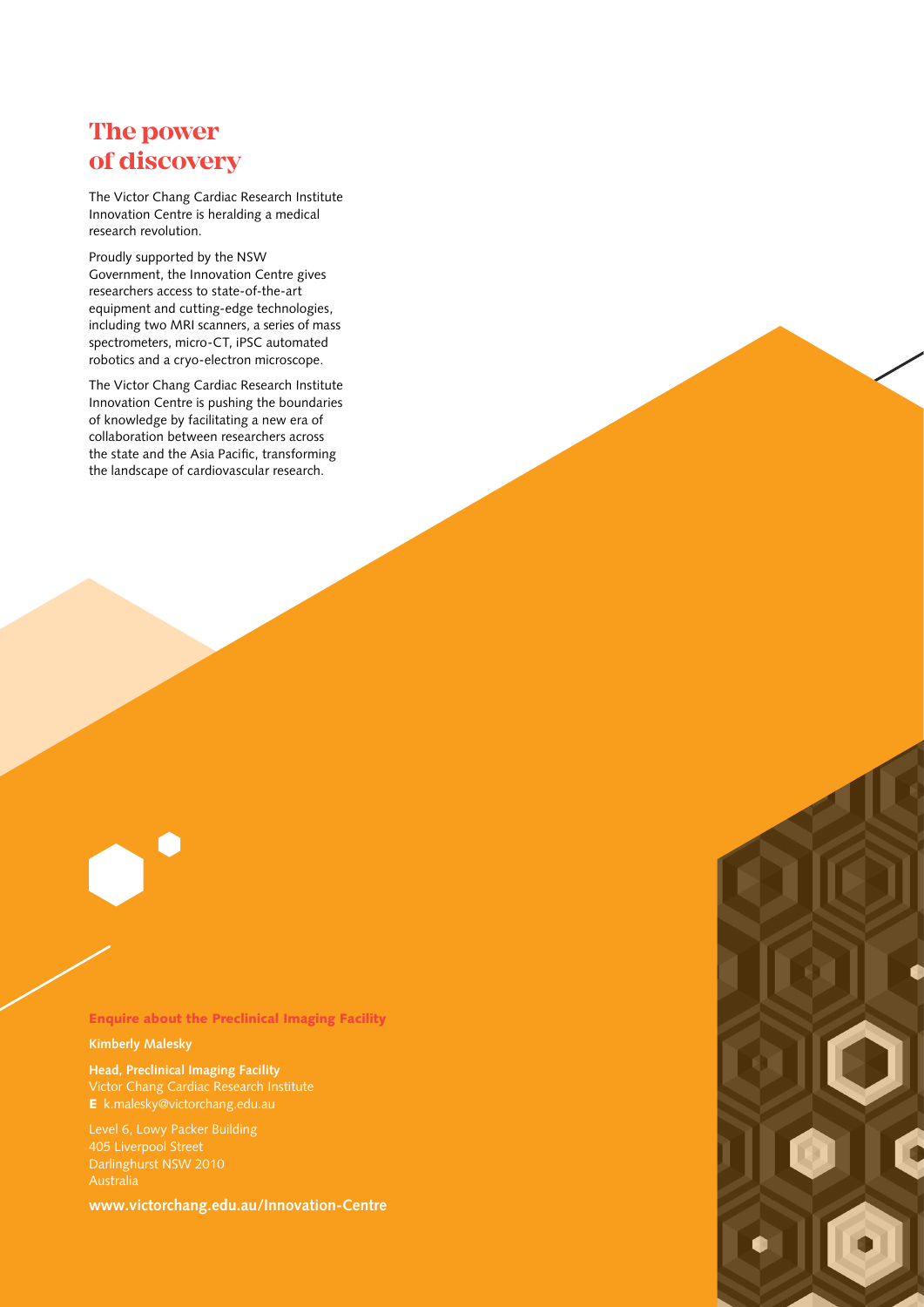# The power of discovery

The Victor Chang Cardiac Research Institute Innovation Centre is heralding a medical research revolution.

Proudly supported by the NSW Government, the Innovation Centre gives researchers access to state-of-the-art equipment and cutting-edge technologies, including two MRI scanners, a series of mass spectrometers, micro-CT, iPSC automated robotics and a cryo-electron microscope.

The Victor Chang Cardiac Research Institute Innovation Centre is pushing the boundaries of knowledge by facilitating a new era of collaboration between researchers across the state and the Asia Pacific, transforming the landscape of cardiovascular research.

**Enquire about the Preclinical Imaging Facility**

**Kimberly Malesky**

**Head, Preclinical Imaging Facility**
Victor Chang Cardiac Research Institute
**E** k.malesky@victorchang.edu.au

Level 6, Lowy Packer Building
405 Liverpool Street
Darlinghurst NSW 2010
Australia

**www.victorchang.edu.au/Innovation-Centre**